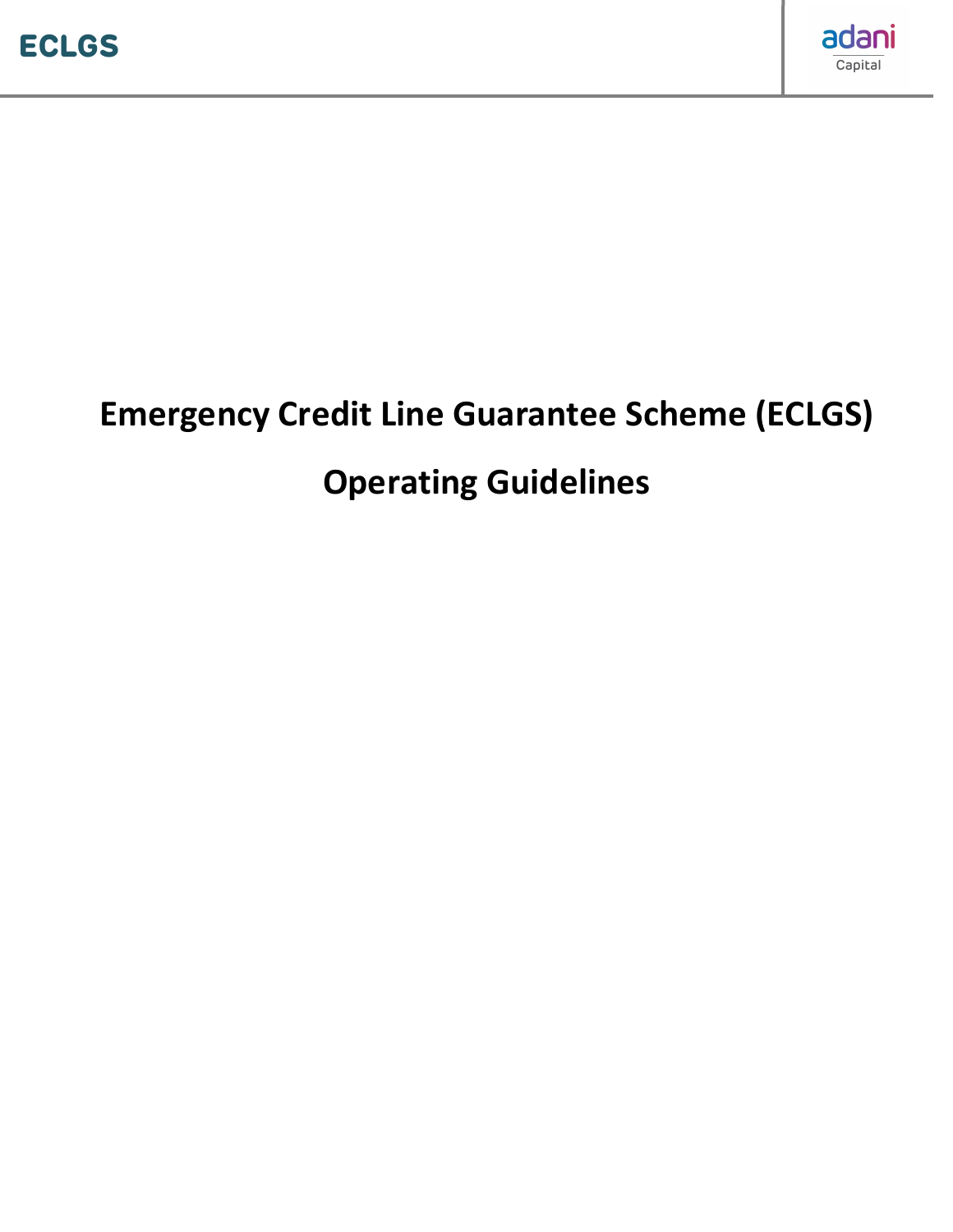# Emergency Credit Line Guarantee Scheme (ECLGS)

# Operating Guidelines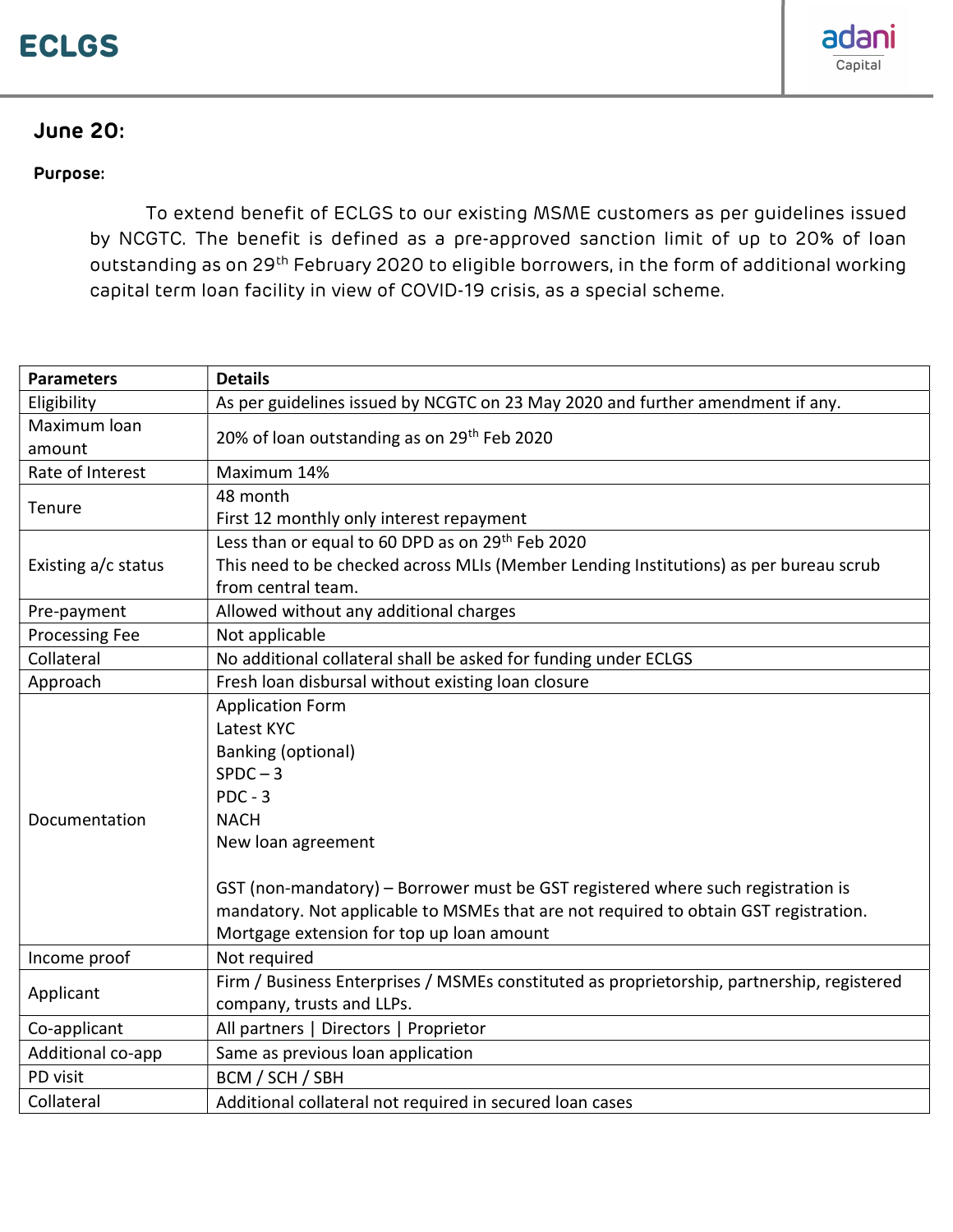# ECLGS

## June 20:

**Purpose:**

To extend benefit of ECLGS to our existing MSME customers as per guidelines issued by NCGTC. The benefit is defined as a pre-approved sanction limit of up to 20% of loan outstanding as on 29th February 2020 to eligible borrowers, in the form of additional working capital term loan facility in view of COVID-19 crisis, as a special scheme.

| Parameters | Details |
|---|---|
| Eligibility | As per guidelines issued by NCGTC on 23 May 2020 and further amendment if any. |
| Maximum loan amount | 20% of loan outstanding as on 29th Feb 2020 |
| Rate of Interest | Maximum 14% |
| Tenure | 48 month<br>First 12 monthly only interest repayment |
| Existing a/c status | Less than or equal to 60 DPD as on 29th Feb 2020<br>This need to be checked across MLIs (Member Lending Institutions) as per bureau scrub from central team. |
| Pre-payment | Allowed without any additional charges |
| Processing Fee | Not applicable |
| Collateral | No additional collateral shall be asked for funding under ECLGS |
| Approach | Fresh loan disbursal without existing loan closure |
| Documentation | Application Form<br>Latest KYC<br>Banking (optional)<br>SPDC – 3<br>PDC - 3<br>NACH<br>New loan agreement<br><br>GST (non-mandatory) – Borrower must be GST registered where such registration is mandatory. Not applicable to MSMEs that are not required to obtain GST registration.<br>Mortgage extension for top up loan amount |
| Income proof | Not required |
| Applicant | Firm / Business Enterprises / MSMEs constituted as proprietorship, partnership, registered company, trusts and LLPs. |
| Co-applicant | All partners \| Directors \| Proprietor |
| Additional co-app | Same as previous loan application |
| PD visit | BCM / SCH / SBH |
| Collateral | Additional collateral not required in secured loan cases |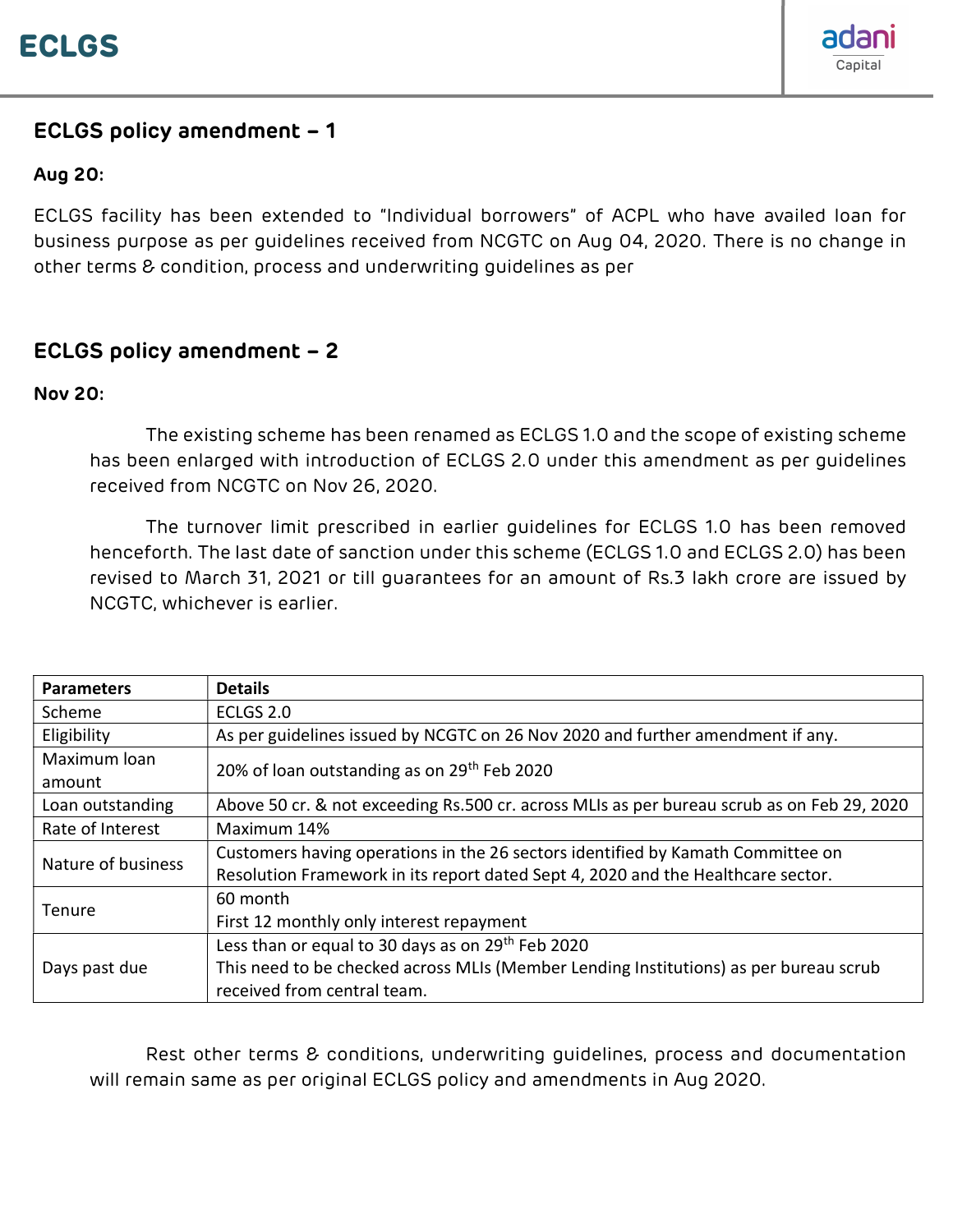## ECLGS policy amendment – 1

**Aug 20:**

ECLGS facility has been extended to "Individual borrowers" of ACPL who have availed loan for business purpose as per guidelines received from NCGTC on Aug 04, 2020. There is no change in other terms & condition, process and underwriting guidelines as per

## ECLGS policy amendment – 2

**Nov 20:**

The existing scheme has been renamed as ECLGS 1.0 and the scope of existing scheme has been enlarged with introduction of ECLGS 2.0 under this amendment as per guidelines received from NCGTC on Nov 26, 2020.

The turnover limit prescribed in earlier guidelines for ECLGS 1.0 has been removed henceforth. The last date of sanction under this scheme (ECLGS 1.0 and ECLGS 2.0) has been revised to March 31, 2021 or till guarantees for an amount of Rs.3 lakh crore are issued by NCGTC, whichever is earlier.

| Parameters | Details |
|---|---|
| Scheme | ECLGS 2.0 |
| Eligibility | As per guidelines issued by NCGTC on 26 Nov 2020 and further amendment if any. |
| Maximum loan amount | 20% of loan outstanding as on 29th Feb 2020 |
| Loan outstanding | Above 50 cr. & not exceeding Rs.500 cr. across MLIs as per bureau scrub as on Feb 29, 2020 |
| Rate of Interest | Maximum 14% |
| Nature of business | Customers having operations in the 26 sectors identified by Kamath Committee on Resolution Framework in its report dated Sept 4, 2020 and the Healthcare sector. |
| Tenure | 60 month<br>First 12 monthly only interest repayment |
| Days past due | Less than or equal to 30 days as on 29th Feb 2020<br>This need to be checked across MLIs (Member Lending Institutions) as per bureau scrub received from central team. |

Rest other terms & conditions, underwriting guidelines, process and documentation will remain same as per original ECLGS policy and amendments in Aug 2020.